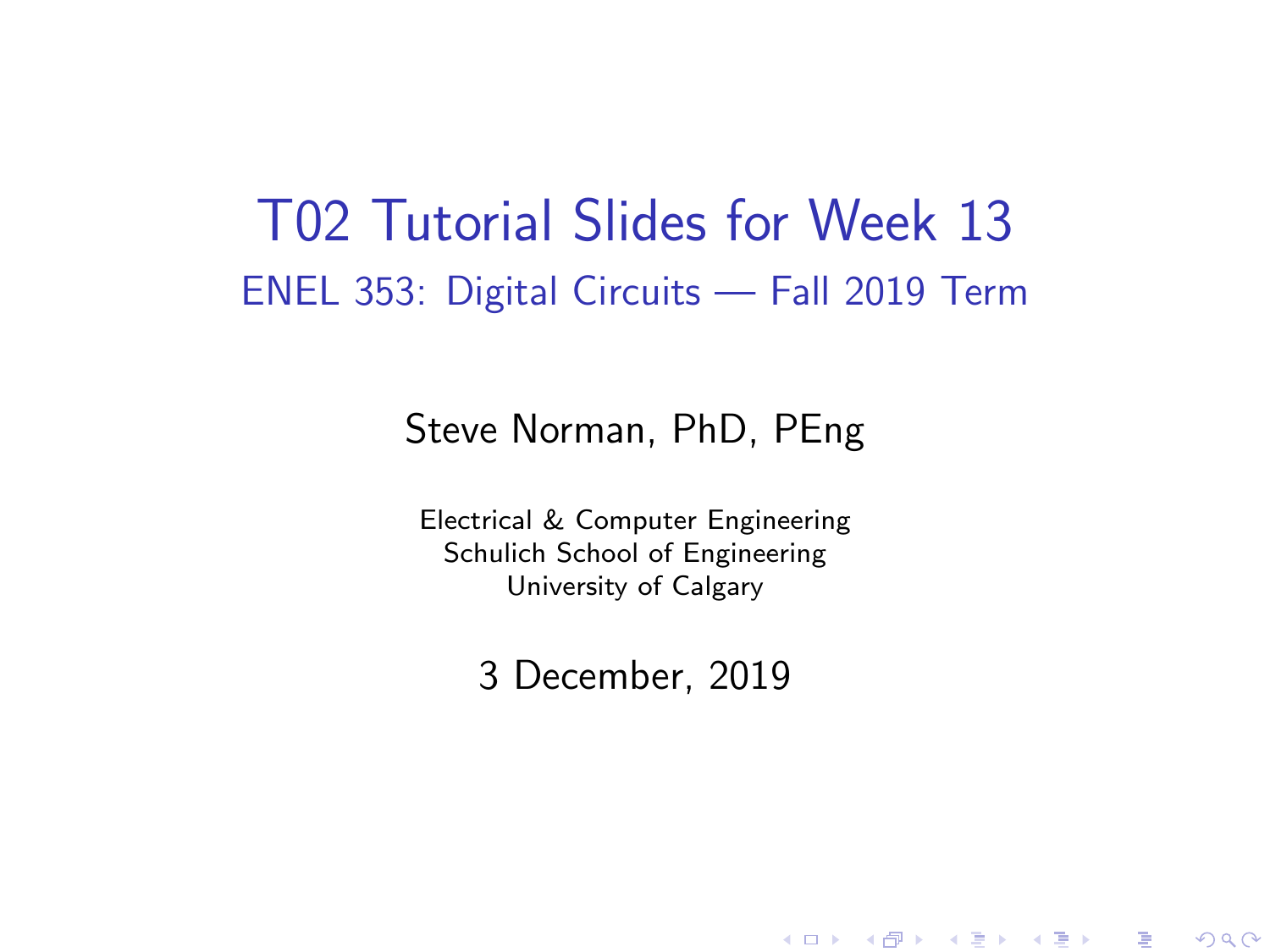# T02 Tutorial Slides for Week 13

## ENEL 353: Digital Circuits — Fall 2019 Term

Steve Norman, PhD, PEng

Electrical & Computer Engineering
Schulich School of Engineering
University of Calgary

3 December, 2019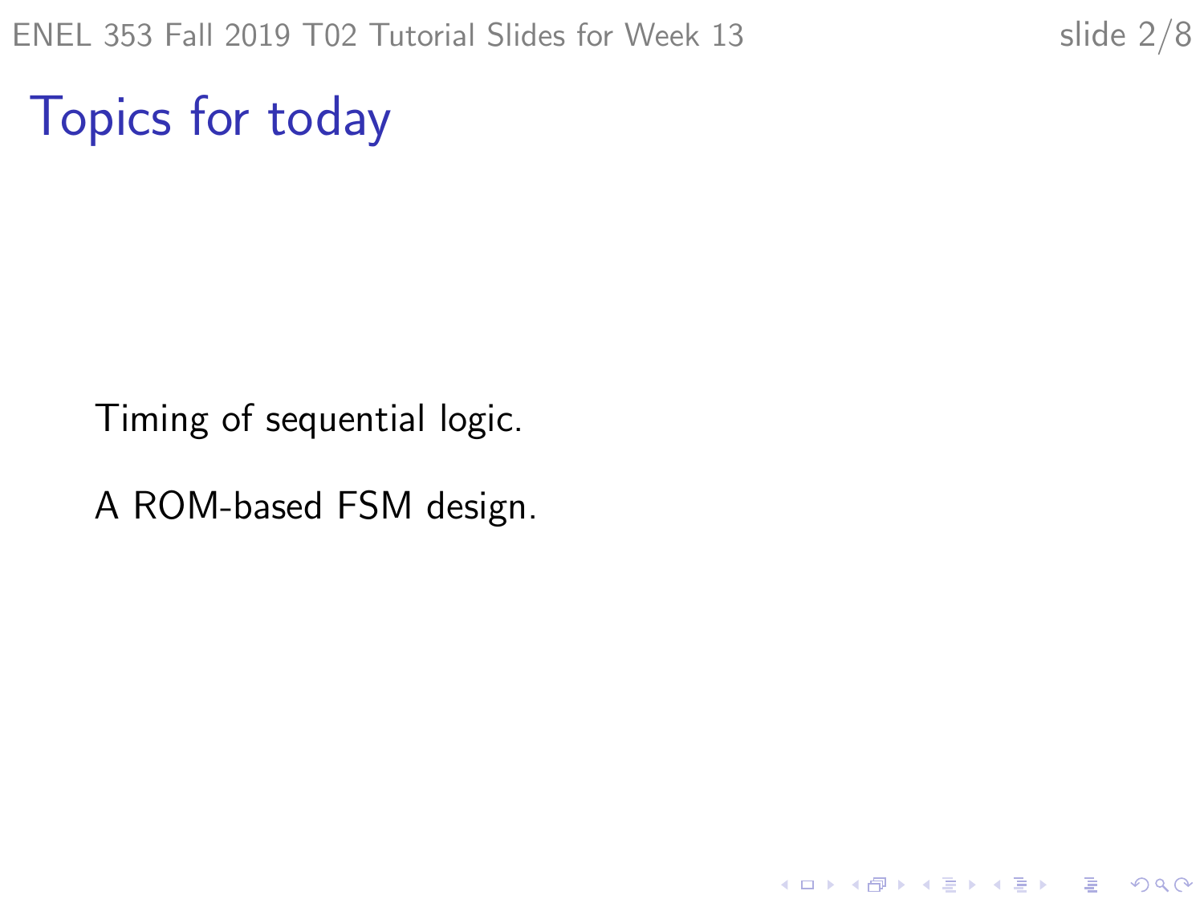# Topics for today

Timing of sequential logic.

A ROM-based FSM design.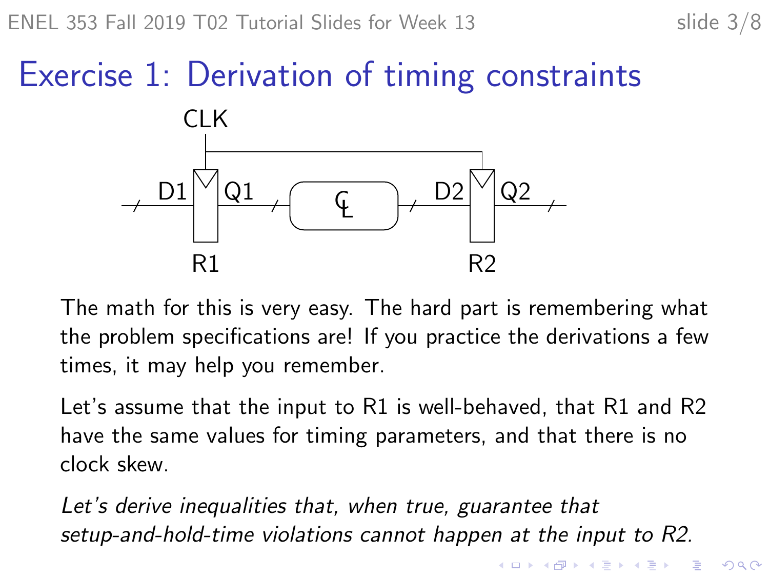# Exercise 1: Derivation of timing constraints

The math for this is very easy. The hard part is remembering what the problem specifications are! If you practice the derivations a few times, it may help you remember.

Let's assume that the input to R1 is well-behaved, that R1 and R2 have the same values for timing parameters, and that there is no clock skew.

*Let's derive inequalities that, when true, guarantee that setup-and-hold-time violations cannot happen at the input to R2.*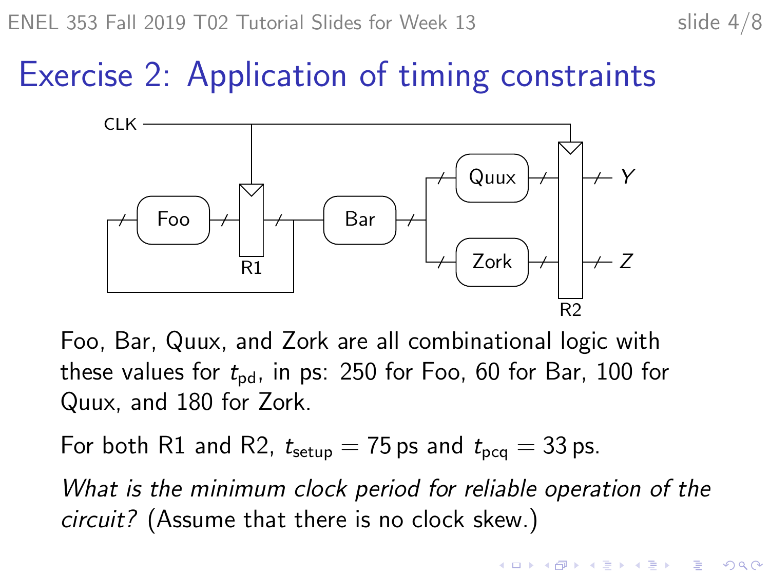# Exercise 2: Application of timing constraints

Foo, Bar, Quux, and Zork are all combinational logic with these values for $t_{\text{pd}}$, in ps: 250 for Foo, 60 for Bar, 100 for Quux, and 180 for Zork.

For both R1 and R2, $t_{\text{setup}} = 75\,\text{ps}$ and $t_{\text{pcq}} = 33\,\text{ps}$.

*What is the minimum clock period for reliable operation of the circuit?* (Assume that there is no clock skew.)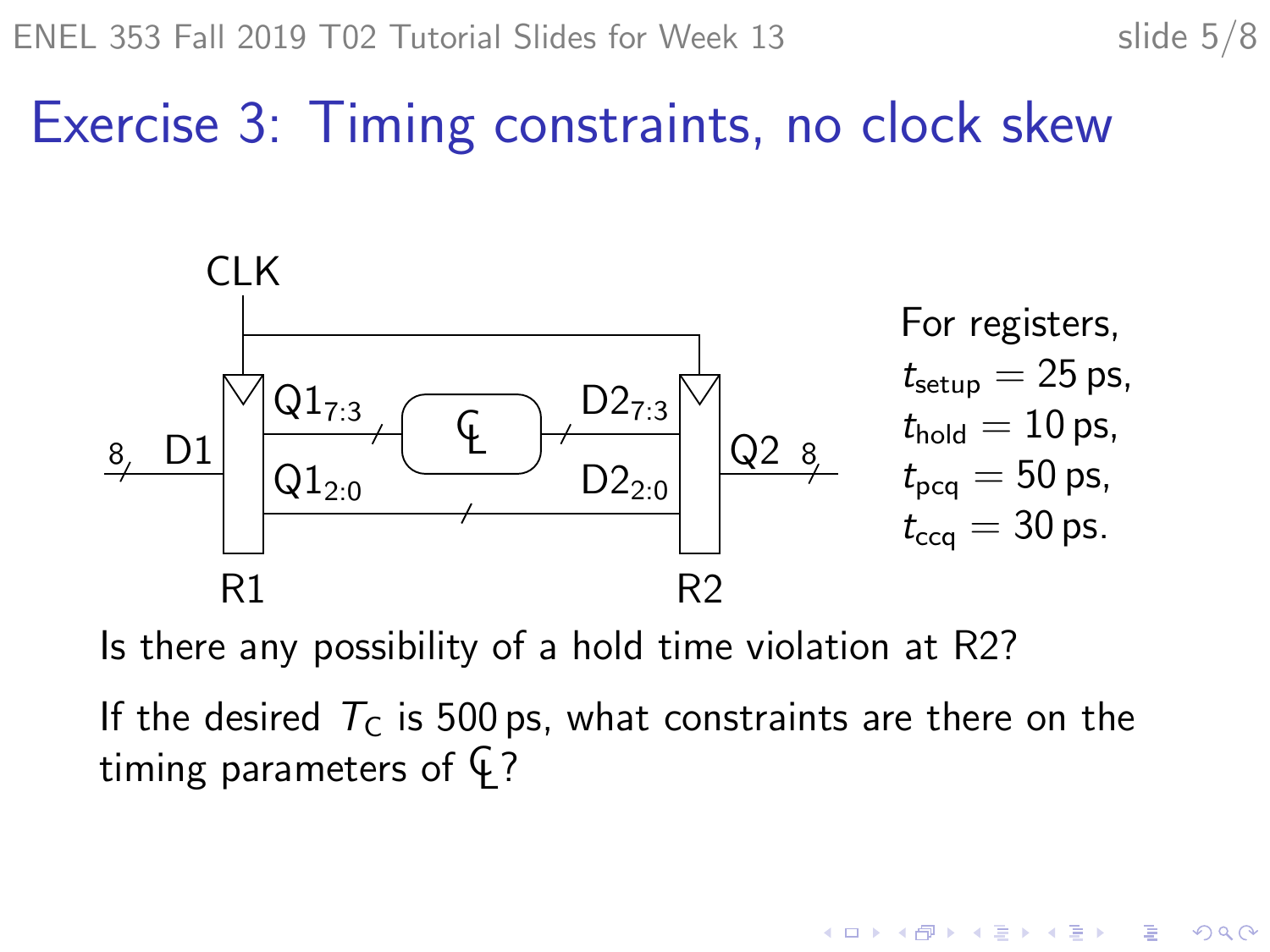# Exercise 3: Timing constraints, no clock skew

For registers,
$t_{\text{setup}} = 25\,\text{ps}$,
$t_{\text{hold}} = 10\,\text{ps}$,
$t_{\text{pcq}} = 50\,\text{ps}$,
$t_{\text{ccq}} = 30\,\text{ps}$.

Is there any possibility of a hold time violation at R2?

If the desired $T_C$ is 500 ps, what constraints are there on the timing parameters of CL?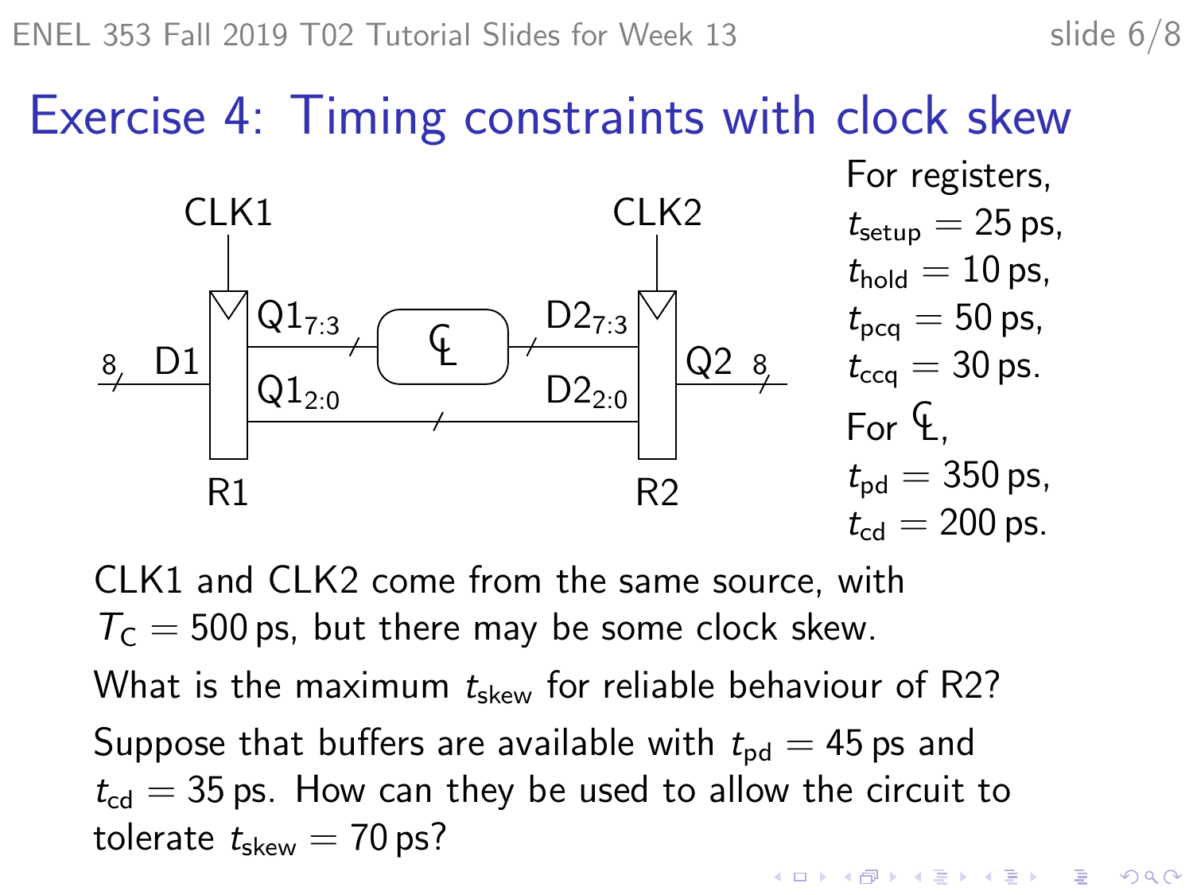# Exercise 4: Timing constraints with clock skew

For registers,
$t_{setup} = 25$ ps,
$t_{hold} = 10$ ps,
$t_{pcq} = 50$ ps,
$t_{ccq} = 30$ ps.

For CL,
$t_{pd} = 350$ ps,
$t_{cd} = 200$ ps.

CLK1 and CLK2 come from the same source, with $T_C = 500$ ps, but there may be some clock skew.

What is the maximum $t_{skew}$ for reliable behaviour of R2?

Suppose that buffers are available with $t_{pd} = 45$ ps and $t_{cd} = 35$ ps. How can they be used to allow the circuit to tolerate $t_{skew} = 70$ ps?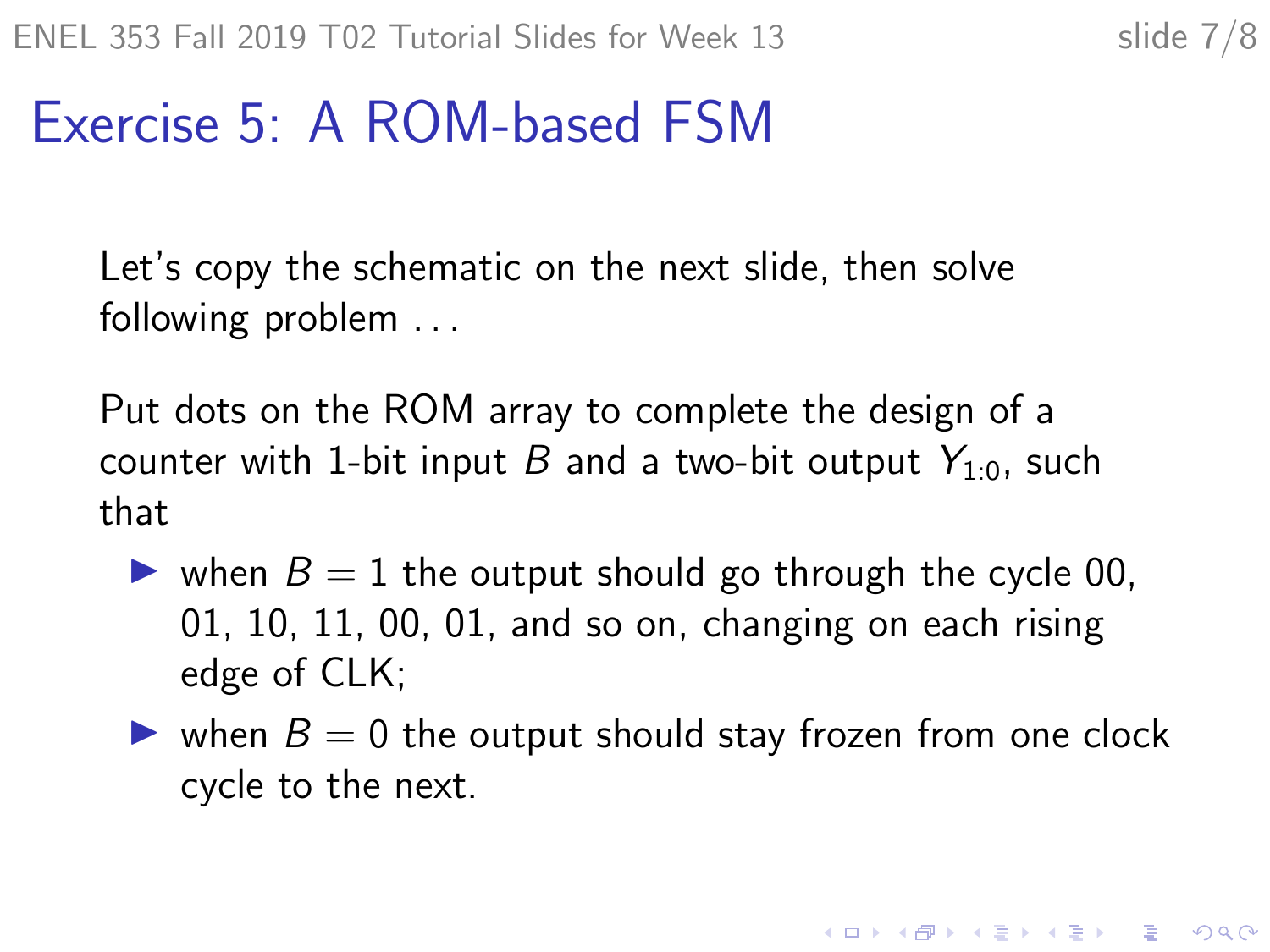# Exercise 5: A ROM-based FSM

Let's copy the schematic on the next slide, then solve following problem . . .

Put dots on the ROM array to complete the design of a counter with 1-bit input $B$ and a two-bit output $Y_{1:0}$, such that

- when $B = 1$ the output should go through the cycle 00, 01, 10, 11, 00, 01, and so on, changing on each rising edge of CLK;
- when $B = 0$ the output should stay frozen from one clock cycle to the next.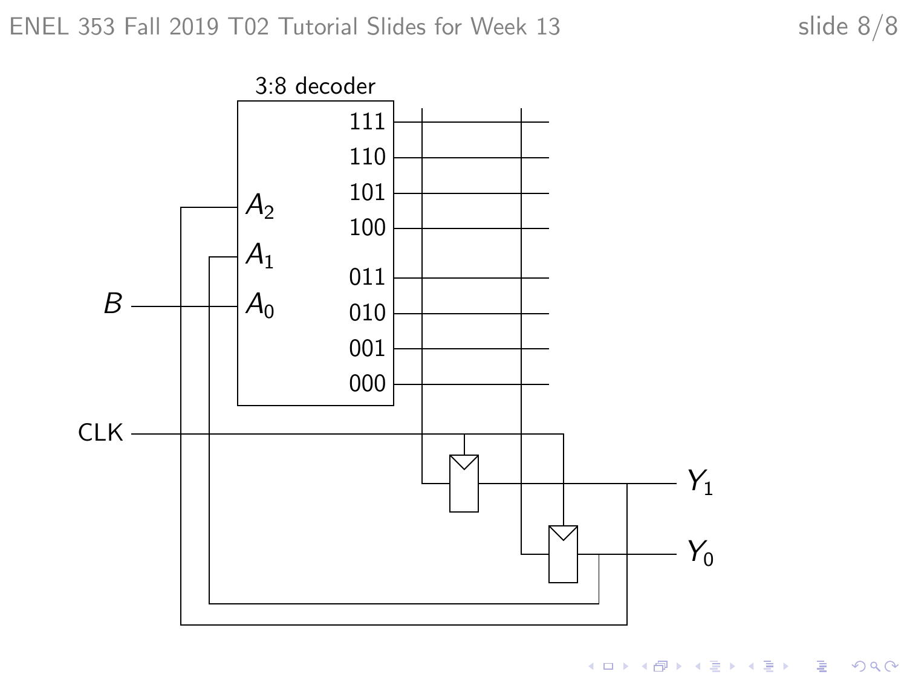3:8 decoder

111

110

101

100

011

010

001

000

$A_2$

$A_1$

$A_0$

$B$

CLK

$Y_1$

$Y_0$